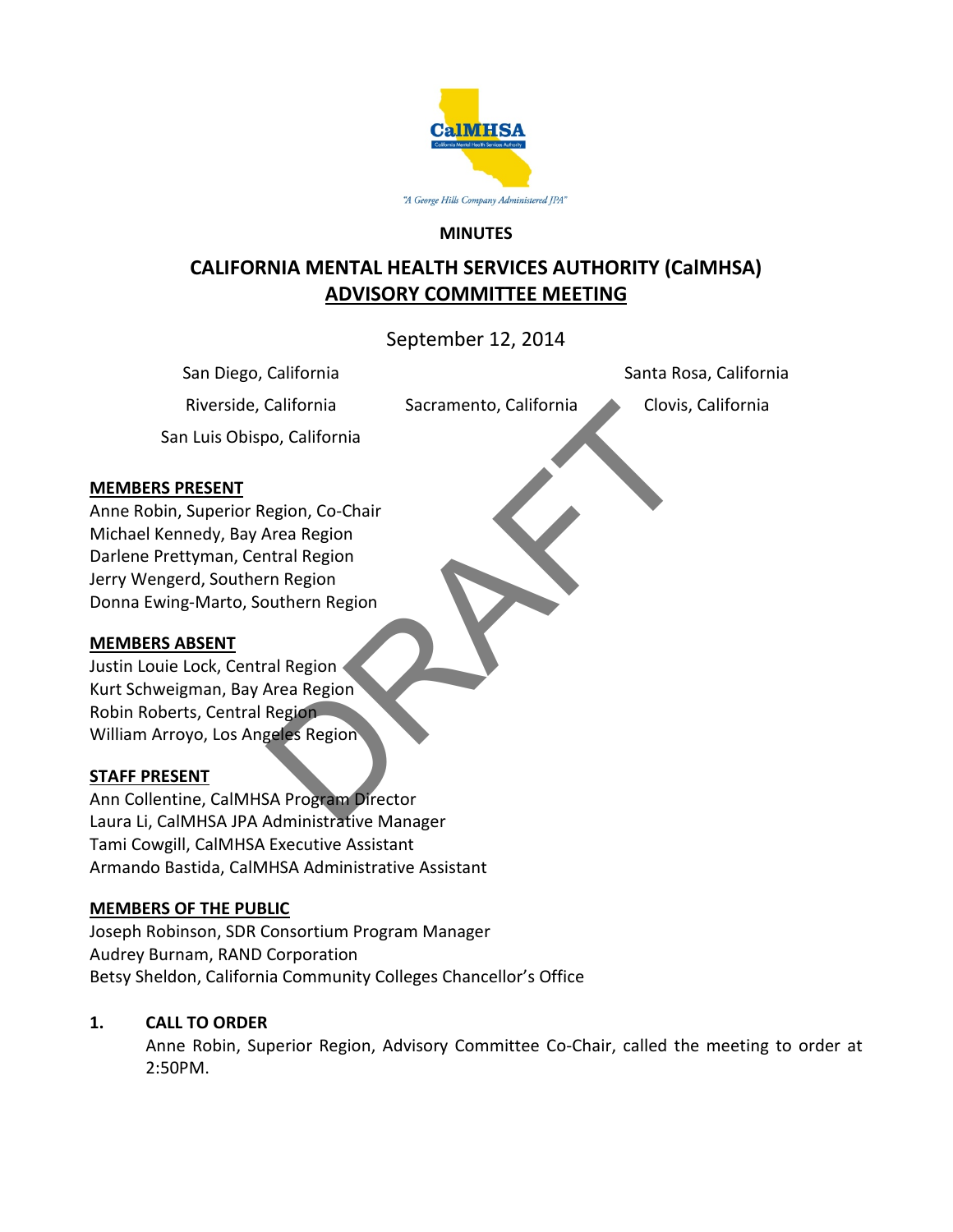**MINUTES**

# CALIFORNIA MENTAL HEALTH SERVICES AUTHORITY (CalMHSA) ADVISORY COMMITTEE MEETING

September 12, 2014

San Diego, California

Santa Rosa, California

Riverside, California

Sacramento, California

Clovis, California

San Luis Obispo, California

**MEMBERS PRESENT**

Anne Robin, Superior Region, Co-Chair
Michael Kennedy, Bay Area Region
Darlene Prettyman, Central Region
Jerry Wengerd, Southern Region
Donna Ewing-Marto, Southern Region

**MEMBERS ABSENT**

Justin Louie Lock, Central Region
Kurt Schweigman, Bay Area Region
Robin Roberts, Central Region
William Arroyo, Los Angeles Region

**STAFF PRESENT**

Ann Collentine, CalMHSA Program Director
Laura Li, CalMHSA JPA Administrative Manager
Tami Cowgill, CalMHSA Executive Assistant
Armando Bastida, CalMHSA Administrative Assistant

**MEMBERS OF THE PUBLIC**

Joseph Robinson, SDR Consortium Program Manager
Audrey Burnam, RAND Corporation
Betsy Sheldon, California Community Colleges Chancellor's Office

**1. CALL TO ORDER**

Anne Robin, Superior Region, Advisory Committee Co-Chair, called the meeting to order at 2:50PM.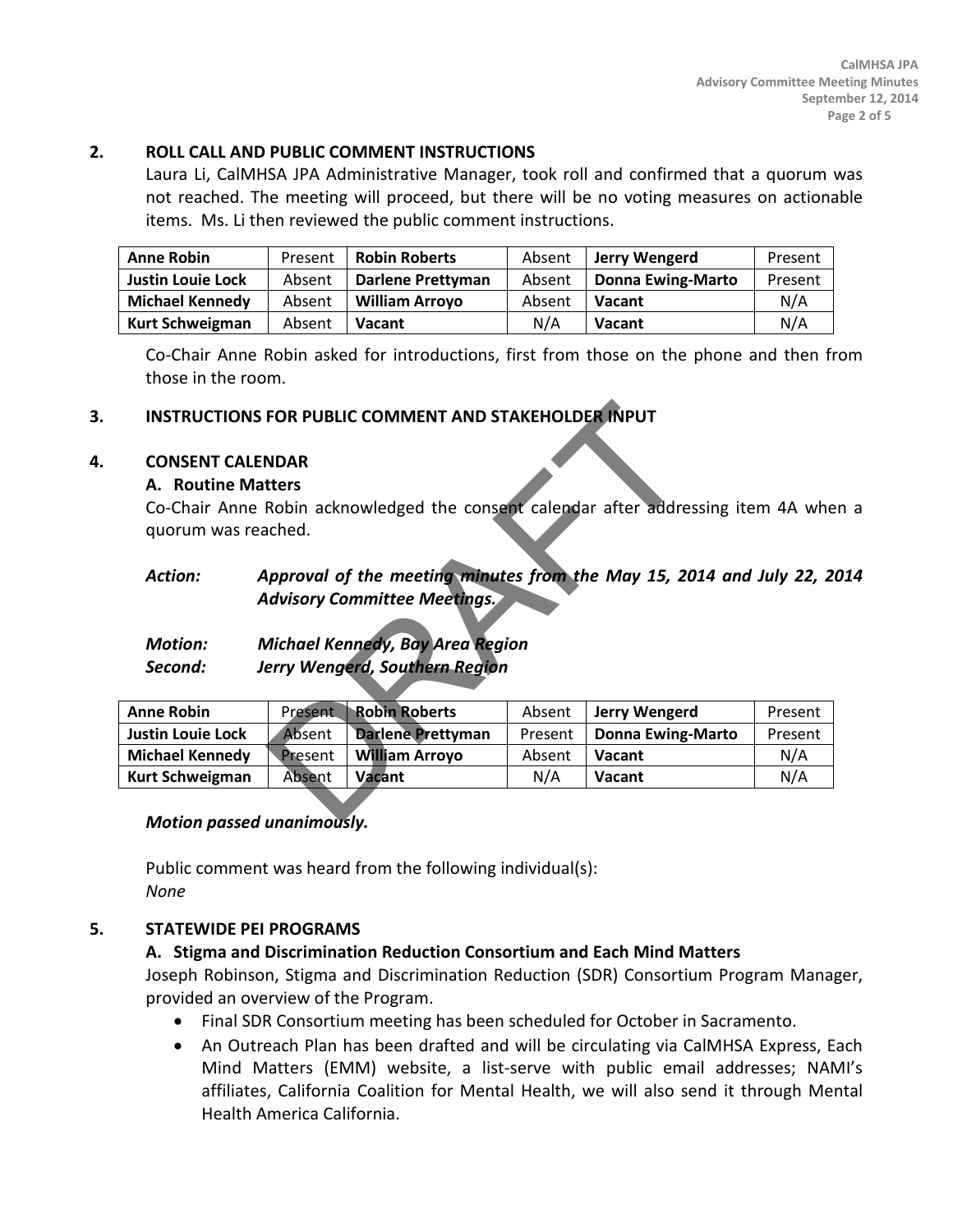## 2. ROLL CALL AND PUBLIC COMMENT INSTRUCTIONS

Laura Li, CalMHSA JPA Administrative Manager, took roll and confirmed that a quorum was not reached. The meeting will proceed, but there will be no voting measures on actionable items. Ms. Li then reviewed the public comment instructions.

| **Anne Robin** | Present | **Robin Roberts** | Absent | **Jerry Wengerd** | Present |
|---|---|---|---|---|---|
| **Justin Louie Lock** | Absent | **Darlene Prettyman** | Absent | **Donna Ewing-Marto** | Present |
| **Michael Kennedy** | Absent | **William Arroyo** | Absent | **Vacant** | N/A |
| **Kurt Schweigman** | Absent | **Vacant** | N/A | **Vacant** | N/A |

Co-Chair Anne Robin asked for introductions, first from those on the phone and then from those in the room.

## 3. INSTRUCTIONS FOR PUBLIC COMMENT AND STAKEHOLDER INPUT

## 4. CONSENT CALENDAR

### A. Routine Matters

Co-Chair Anne Robin acknowledged the consent calendar after addressing item 4A when a quorum was reached.

***Action:*** ***Approval of the meeting minutes from the May 15, 2014 and July 22, 2014 Advisory Committee Meetings.***

***Motion:*** ***Michael Kennedy, Bay Area Region***
***Second:*** ***Jerry Wengerd, Southern Region***

| **Anne Robin** | Present | **Robin Roberts** | Absent | **Jerry Wengerd** | Present |
|---|---|---|---|---|---|
| **Justin Louie Lock** | Absent | **Darlene Prettyman** | Present | **Donna Ewing-Marto** | Present |
| **Michael Kennedy** | Present | **William Arroyo** | Absent | **Vacant** | N/A |
| **Kurt Schweigman** | Absent | **Vacant** | N/A | **Vacant** | N/A |

***Motion passed unanimously.***

Public comment was heard from the following individual(s):
*None*

## 5. STATEWIDE PEI PROGRAMS

### A. Stigma and Discrimination Reduction Consortium and Each Mind Matters

Joseph Robinson, Stigma and Discrimination Reduction (SDR) Consortium Program Manager, provided an overview of the Program.

- Final SDR Consortium meeting has been scheduled for October in Sacramento.
- An Outreach Plan has been drafted and will be circulating via CalMHSA Express, Each Mind Matters (EMM) website, a list-serve with public email addresses; NAMI's affiliates, California Coalition for Mental Health, we will also send it through Mental Health America California.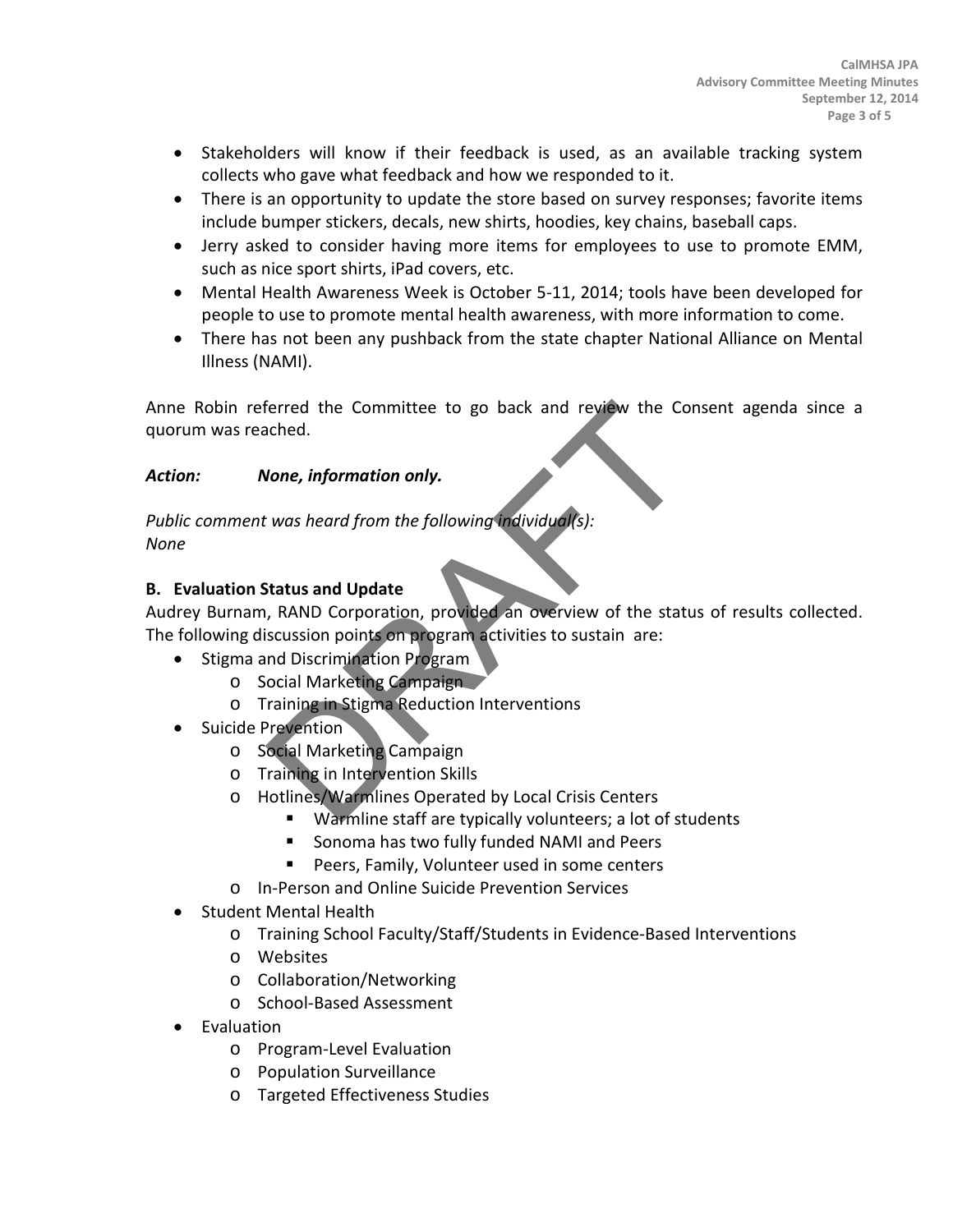- Stakeholders will know if their feedback is used, as an available tracking system collects who gave what feedback and how we responded to it.
- There is an opportunity to update the store based on survey responses; favorite items include bumper stickers, decals, new shirts, hoodies, key chains, baseball caps.
- Jerry asked to consider having more items for employees to use to promote EMM, such as nice sport shirts, iPad covers, etc.
- Mental Health Awareness Week is October 5-11, 2014; tools have been developed for people to use to promote mental health awareness, with more information to come.
- There has not been any pushback from the state chapter National Alliance on Mental Illness (NAMI).

Anne Robin referred the Committee to go back and review the Consent agenda since a quorum was reached.

***Action: None, information only.***

*Public comment was heard from the following individual(s):*
*None*

**B. Evaluation Status and Update**

Audrey Burnam, RAND Corporation, provided an overview of the status of results collected. The following discussion points on program activities to sustain are:

- Stigma and Discrimination Program
  - Social Marketing Campaign
  - Training in Stigma Reduction Interventions
- Suicide Prevention
  - Social Marketing Campaign
  - Training in Intervention Skills
  - Hotlines/Warmlines Operated by Local Crisis Centers
    - Warmline staff are typically volunteers; a lot of students
    - Sonoma has two fully funded NAMI and Peers
    - Peers, Family, Volunteer used in some centers
  - In-Person and Online Suicide Prevention Services
- Student Mental Health
  - Training School Faculty/Staff/Students in Evidence-Based Interventions
  - Websites
  - Collaboration/Networking
  - School-Based Assessment
- Evaluation
  - Program-Level Evaluation
  - Population Surveillance
  - Targeted Effectiveness Studies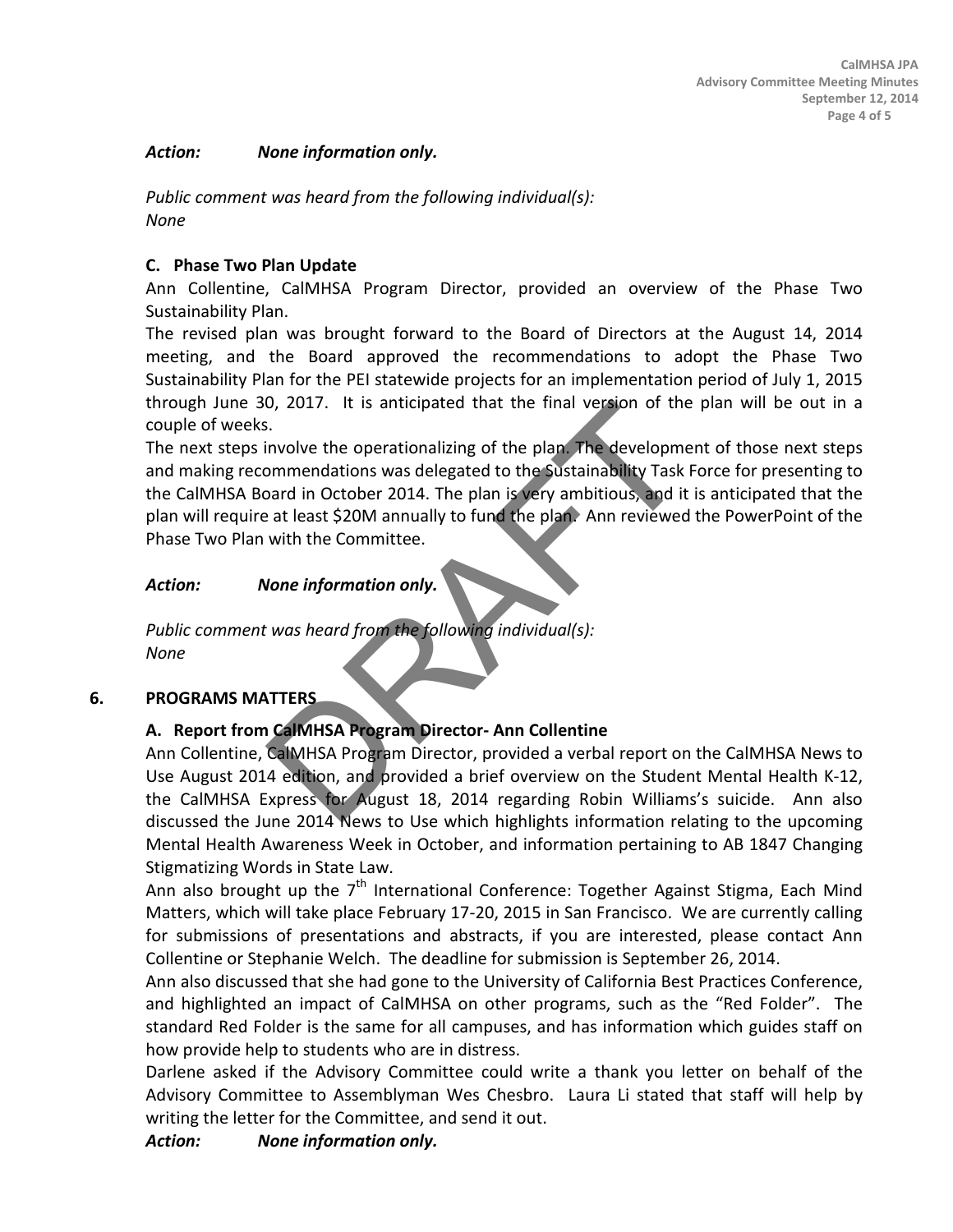*Action: None information only.*

*Public comment was heard from the following individual(s):*
*None*

### C. Phase Two Plan Update

Ann Collentine, CalMHSA Program Director, provided an overview of the Phase Two Sustainability Plan.

The revised plan was brought forward to the Board of Directors at the August 14, 2014 meeting, and the Board approved the recommendations to adopt the Phase Two Sustainability Plan for the PEI statewide projects for an implementation period of July 1, 2015 through June 30, 2017. It is anticipated that the final version of the plan will be out in a couple of weeks.

The next steps involve the operationalizing of the plan. The development of those next steps and making recommendations was delegated to the Sustainability Task Force for presenting to the CalMHSA Board in October 2014. The plan is very ambitious, and it is anticipated that the plan will require at least $20M annually to fund the plan. Ann reviewed the PowerPoint of the Phase Two Plan with the Committee.

*Action: None information only.*

*Public comment was heard from the following individual(s):*
*None*

## 6. PROGRAMS MATTERS

### A. Report from CalMHSA Program Director- Ann Collentine

Ann Collentine, CalMHSA Program Director, provided a verbal report on the CalMHSA News to Use August 2014 edition, and provided a brief overview on the Student Mental Health K-12, the CalMHSA Express for August 18, 2014 regarding Robin Williams's suicide. Ann also discussed the June 2014 News to Use which highlights information relating to the upcoming Mental Health Awareness Week in October, and information pertaining to AB 1847 Changing Stigmatizing Words in State Law.

Ann also brought up the 7th International Conference: Together Against Stigma, Each Mind Matters, which will take place February 17-20, 2015 in San Francisco. We are currently calling for submissions of presentations and abstracts, if you are interested, please contact Ann Collentine or Stephanie Welch. The deadline for submission is September 26, 2014.

Ann also discussed that she had gone to the University of California Best Practices Conference, and highlighted an impact of CalMHSA on other programs, such as the "Red Folder". The standard Red Folder is the same for all campuses, and has information which guides staff on how provide help to students who are in distress.

Darlene asked if the Advisory Committee could write a thank you letter on behalf of the Advisory Committee to Assemblyman Wes Chesbro. Laura Li stated that staff will help by writing the letter for the Committee, and send it out.

*Action: None information only.*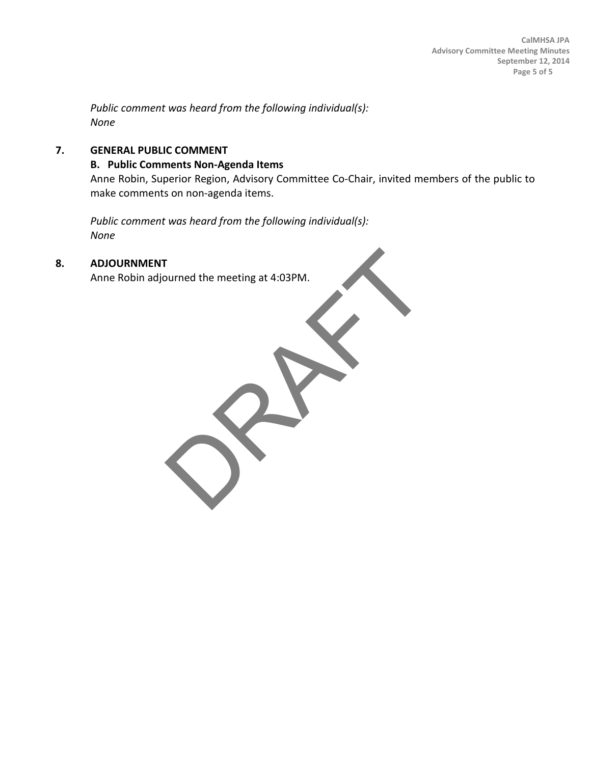*Public comment was heard from the following individual(s):*
*None*

## 7. GENERAL PUBLIC COMMENT

### B. Public Comments Non-Agenda Items

Anne Robin, Superior Region, Advisory Committee Co-Chair, invited members of the public to make comments on non-agenda items.

*Public comment was heard from the following individual(s):*
*None*

## 8. ADJOURNMENT

Anne Robin adjourned the meeting at 4:03PM.

DRAFT